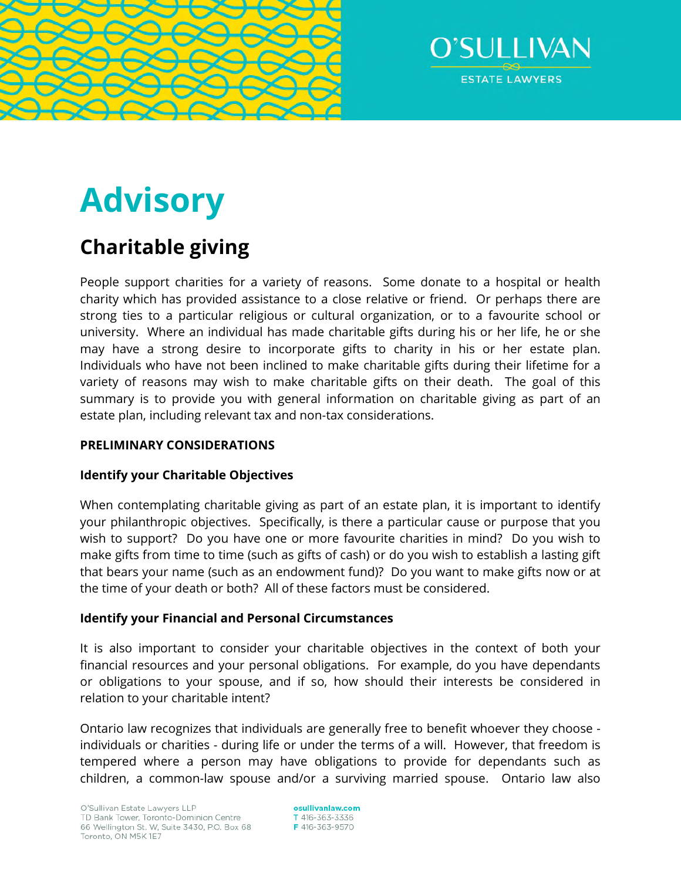# Advisory

## Charitable giving

People support charities for a variety of reasons. Some donate to a hospital or health charity which has provided assistance to a close relative or friend. Or perhaps there are strong ties to a particular religious or cultural organization, or to a favourite school or university. Where an individual has made charitable gifts during his or her life, he or she may have a strong desire to incorporate gifts to charity in his or her estate plan. Individuals who have not been inclined to make charitable gifts during their lifetime for a variety of reasons may wish to make charitable gifts on their death. The goal of this summary is to provide you with general information on charitable giving as part of an estate plan, including relevant tax and non-tax considerations.

**PRELIMINARY CONSIDERATIONS**

**Identify your Charitable Objectives**

When contemplating charitable giving as part of an estate plan, it is important to identify your philanthropic objectives. Specifically, is there a particular cause or purpose that you wish to support? Do you have one or more favourite charities in mind? Do you wish to make gifts from time to time (such as gifts of cash) or do you wish to establish a lasting gift that bears your name (such as an endowment fund)? Do you want to make gifts now or at the time of your death or both? All of these factors must be considered.

**Identify your Financial and Personal Circumstances**

It is also important to consider your charitable objectives in the context of both your financial resources and your personal obligations. For example, do you have dependants or obligations to your spouse, and if so, how should their interests be considered in relation to your charitable intent?

Ontario law recognizes that individuals are generally free to benefit whoever they choose - individuals or charities - during life or under the terms of a will. However, that freedom is tempered where a person may have obligations to provide for dependants such as children, a common-law spouse and/or a surviving married spouse. Ontario law also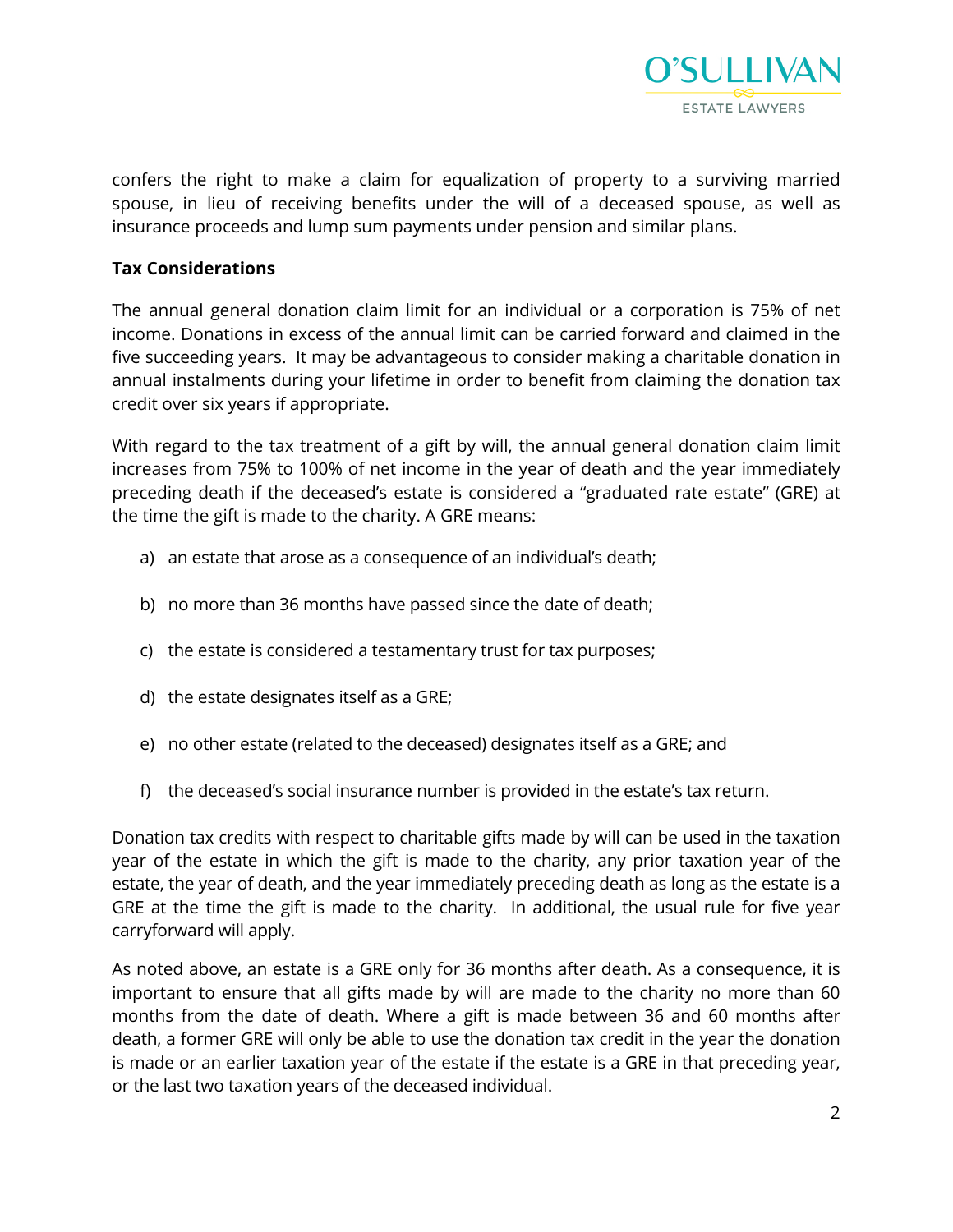confers the right to make a claim for equalization of property to a surviving married spouse, in lieu of receiving benefits under the will of a deceased spouse, as well as insurance proceeds and lump sum payments under pension and similar plans.

**Tax Considerations**

The annual general donation claim limit for an individual or a corporation is 75% of net income. Donations in excess of the annual limit can be carried forward and claimed in the five succeeding years. It may be advantageous to consider making a charitable donation in annual instalments during your lifetime in order to benefit from claiming the donation tax credit over six years if appropriate.

With regard to the tax treatment of a gift by will, the annual general donation claim limit increases from 75% to 100% of net income in the year of death and the year immediately preceding death if the deceased's estate is considered a "graduated rate estate" (GRE) at the time the gift is made to the charity. A GRE means:

a) an estate that arose as a consequence of an individual's death;

b) no more than 36 months have passed since the date of death;

c) the estate is considered a testamentary trust for tax purposes;

d) the estate designates itself as a GRE;

e) no other estate (related to the deceased) designates itself as a GRE; and

f) the deceased's social insurance number is provided in the estate's tax return.

Donation tax credits with respect to charitable gifts made by will can be used in the taxation year of the estate in which the gift is made to the charity, any prior taxation year of the estate, the year of death, and the year immediately preceding death as long as the estate is a GRE at the time the gift is made to the charity. In additional, the usual rule for five year carryforward will apply.

As noted above, an estate is a GRE only for 36 months after death. As a consequence, it is important to ensure that all gifts made by will are made to the charity no more than 60 months from the date of death. Where a gift is made between 36 and 60 months after death, a former GRE will only be able to use the donation tax credit in the year the donation is made or an earlier taxation year of the estate if the estate is a GRE in that preceding year, or the last two taxation years of the deceased individual.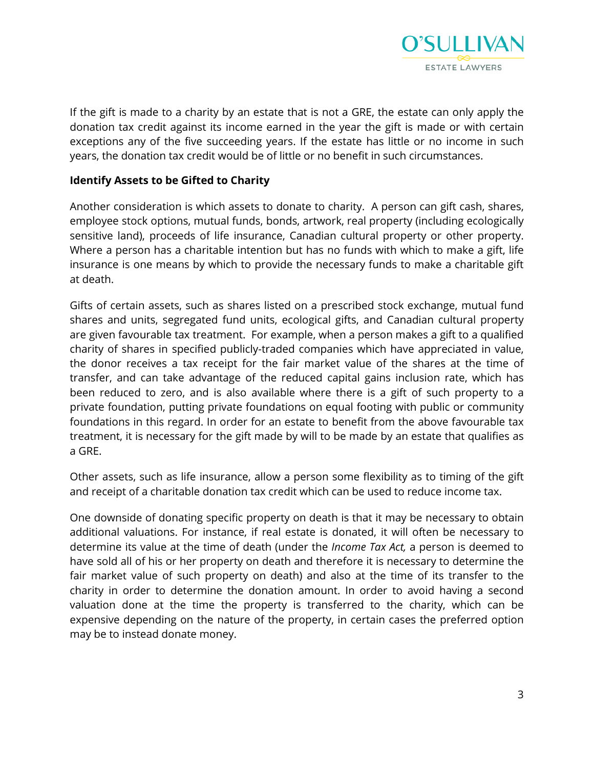If the gift is made to a charity by an estate that is not a GRE, the estate can only apply the donation tax credit against its income earned in the year the gift is made or with certain exceptions any of the five succeeding years. If the estate has little or no income in such years, the donation tax credit would be of little or no benefit in such circumstances.

**Identify Assets to be Gifted to Charity**

Another consideration is which assets to donate to charity. A person can gift cash, shares, employee stock options, mutual funds, bonds, artwork, real property (including ecologically sensitive land), proceeds of life insurance, Canadian cultural property or other property. Where a person has a charitable intention but has no funds with which to make a gift, life insurance is one means by which to provide the necessary funds to make a charitable gift at death.

Gifts of certain assets, such as shares listed on a prescribed stock exchange, mutual fund shares and units, segregated fund units, ecological gifts, and Canadian cultural property are given favourable tax treatment. For example, when a person makes a gift to a qualified charity of shares in specified publicly-traded companies which have appreciated in value, the donor receives a tax receipt for the fair market value of the shares at the time of transfer, and can take advantage of the reduced capital gains inclusion rate, which has been reduced to zero, and is also available where there is a gift of such property to a private foundation, putting private foundations on equal footing with public or community foundations in this regard. In order for an estate to benefit from the above favourable tax treatment, it is necessary for the gift made by will to be made by an estate that qualifies as a GRE.

Other assets, such as life insurance, allow a person some flexibility as to timing of the gift and receipt of a charitable donation tax credit which can be used to reduce income tax.

One downside of donating specific property on death is that it may be necessary to obtain additional valuations. For instance, if real estate is donated, it will often be necessary to determine its value at the time of death (under the *Income Tax Act,* a person is deemed to have sold all of his or her property on death and therefore it is necessary to determine the fair market value of such property on death) and also at the time of its transfer to the charity in order to determine the donation amount. In order to avoid having a second valuation done at the time the property is transferred to the charity, which can be expensive depending on the nature of the property, in certain cases the preferred option may be to instead donate money.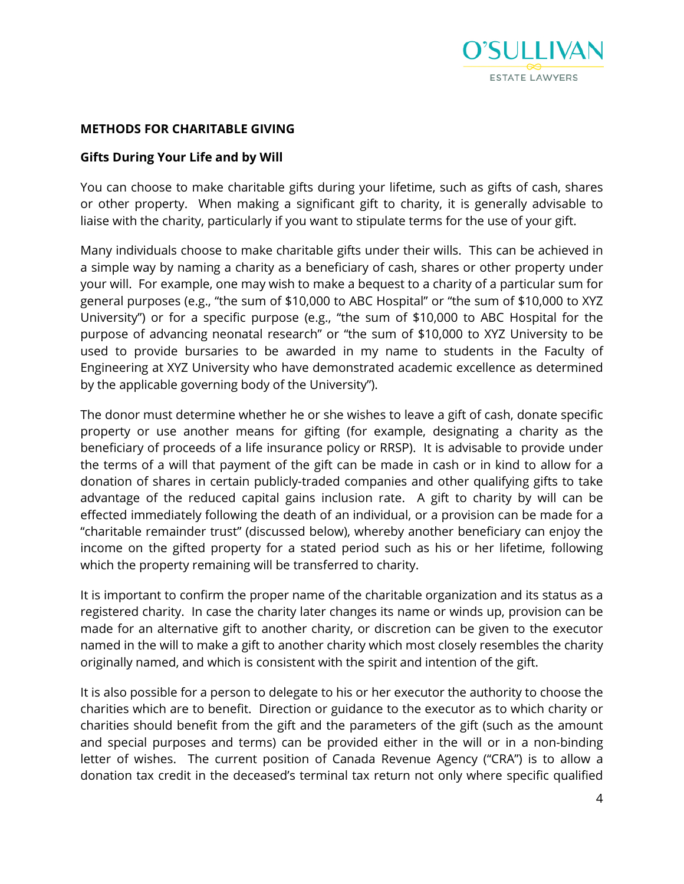## METHODS FOR CHARITABLE GIVING

### Gifts During Your Life and by Will

You can choose to make charitable gifts during your lifetime, such as gifts of cash, shares or other property. When making a significant gift to charity, it is generally advisable to liaise with the charity, particularly if you want to stipulate terms for the use of your gift.

Many individuals choose to make charitable gifts under their wills. This can be achieved in a simple way by naming a charity as a beneficiary of cash, shares or other property under your will. For example, one may wish to make a bequest to a charity of a particular sum for general purposes (e.g., "the sum of $10,000 to ABC Hospital" or "the sum of $10,000 to XYZ University") or for a specific purpose (e.g., "the sum of $10,000 to ABC Hospital for the purpose of advancing neonatal research" or "the sum of $10,000 to XYZ University to be used to provide bursaries to be awarded in my name to students in the Faculty of Engineering at XYZ University who have demonstrated academic excellence as determined by the applicable governing body of the University").

The donor must determine whether he or she wishes to leave a gift of cash, donate specific property or use another means for gifting (for example, designating a charity as the beneficiary of proceeds of a life insurance policy or RRSP). It is advisable to provide under the terms of a will that payment of the gift can be made in cash or in kind to allow for a donation of shares in certain publicly-traded companies and other qualifying gifts to take advantage of the reduced capital gains inclusion rate. A gift to charity by will can be effected immediately following the death of an individual, or a provision can be made for a "charitable remainder trust" (discussed below), whereby another beneficiary can enjoy the income on the gifted property for a stated period such as his or her lifetime, following which the property remaining will be transferred to charity.

It is important to confirm the proper name of the charitable organization and its status as a registered charity. In case the charity later changes its name or winds up, provision can be made for an alternative gift to another charity, or discretion can be given to the executor named in the will to make a gift to another charity which most closely resembles the charity originally named, and which is consistent with the spirit and intention of the gift.

It is also possible for a person to delegate to his or her executor the authority to choose the charities which are to benefit. Direction or guidance to the executor as to which charity or charities should benefit from the gift and the parameters of the gift (such as the amount and special purposes and terms) can be provided either in the will or in a non-binding letter of wishes. The current position of Canada Revenue Agency ("CRA") is to allow a donation tax credit in the deceased's terminal tax return not only where specific qualified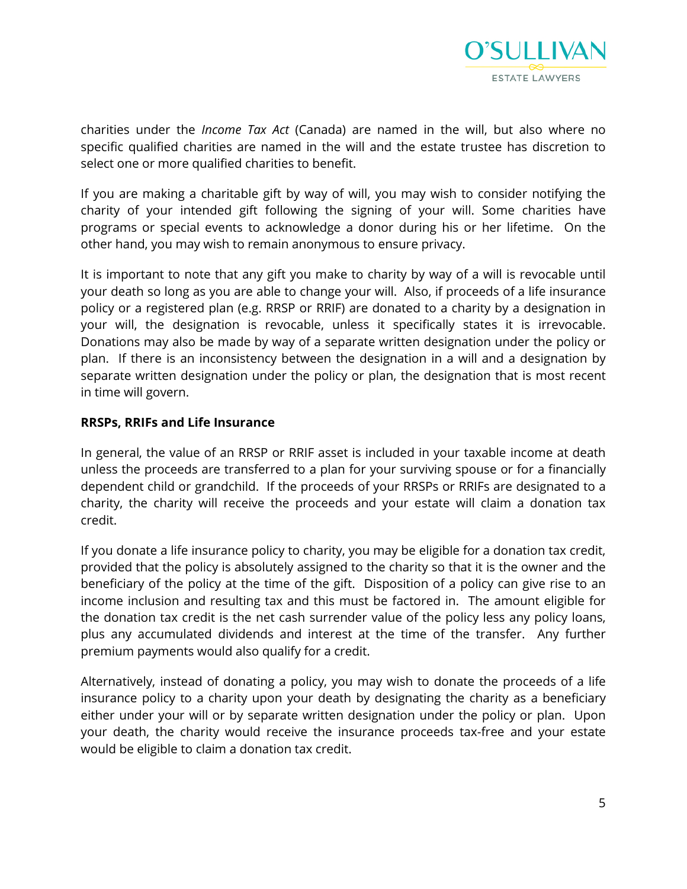charities under the *Income Tax Act* (Canada) are named in the will, but also where no specific qualified charities are named in the will and the estate trustee has discretion to select one or more qualified charities to benefit.

If you are making a charitable gift by way of will, you may wish to consider notifying the charity of your intended gift following the signing of your will. Some charities have programs or special events to acknowledge a donor during his or her lifetime. On the other hand, you may wish to remain anonymous to ensure privacy.

It is important to note that any gift you make to charity by way of a will is revocable until your death so long as you are able to change your will. Also, if proceeds of a life insurance policy or a registered plan (e.g. RRSP or RRIF) are donated to a charity by a designation in your will, the designation is revocable, unless it specifically states it is irrevocable. Donations may also be made by way of a separate written designation under the policy or plan. If there is an inconsistency between the designation in a will and a designation by separate written designation under the policy or plan, the designation that is most recent in time will govern.

**RRSPs, RRIFs and Life Insurance**

In general, the value of an RRSP or RRIF asset is included in your taxable income at death unless the proceeds are transferred to a plan for your surviving spouse or for a financially dependent child or grandchild. If the proceeds of your RRSPs or RRIFs are designated to a charity, the charity will receive the proceeds and your estate will claim a donation tax credit.

If you donate a life insurance policy to charity, you may be eligible for a donation tax credit, provided that the policy is absolutely assigned to the charity so that it is the owner and the beneficiary of the policy at the time of the gift. Disposition of a policy can give rise to an income inclusion and resulting tax and this must be factored in. The amount eligible for the donation tax credit is the net cash surrender value of the policy less any policy loans, plus any accumulated dividends and interest at the time of the transfer. Any further premium payments would also qualify for a credit.

Alternatively, instead of donating a policy, you may wish to donate the proceeds of a life insurance policy to a charity upon your death by designating the charity as a beneficiary either under your will or by separate written designation under the policy or plan. Upon your death, the charity would receive the insurance proceeds tax-free and your estate would be eligible to claim a donation tax credit.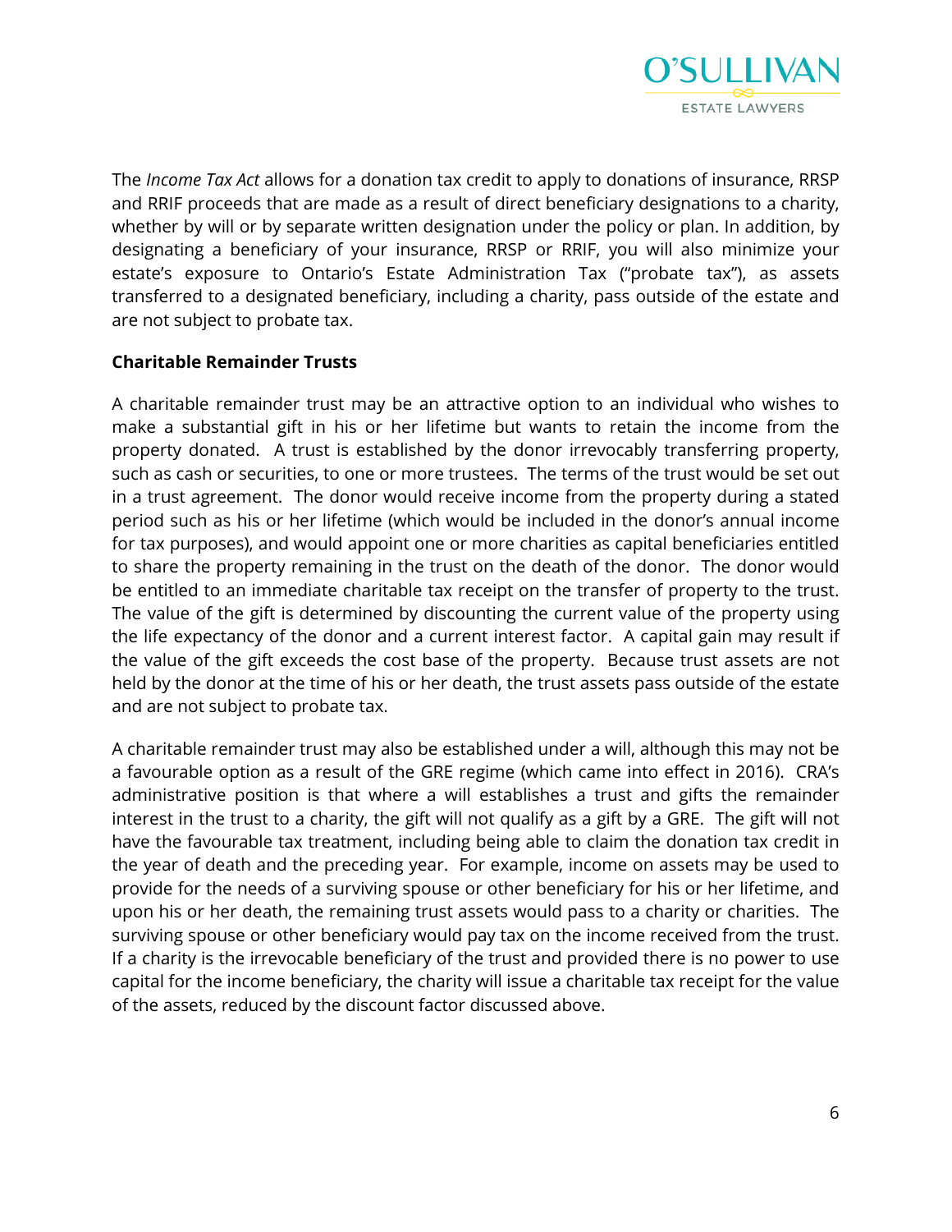The *Income Tax Act* allows for a donation tax credit to apply to donations of insurance, RRSP and RRIF proceeds that are made as a result of direct beneficiary designations to a charity, whether by will or by separate written designation under the policy or plan. In addition, by designating a beneficiary of your insurance, RRSP or RRIF, you will also minimize your estate's exposure to Ontario's Estate Administration Tax ("probate tax"), as assets transferred to a designated beneficiary, including a charity, pass outside of the estate and are not subject to probate tax.

**Charitable Remainder Trusts**

A charitable remainder trust may be an attractive option to an individual who wishes to make a substantial gift in his or her lifetime but wants to retain the income from the property donated. A trust is established by the donor irrevocably transferring property, such as cash or securities, to one or more trustees. The terms of the trust would be set out in a trust agreement. The donor would receive income from the property during a stated period such as his or her lifetime (which would be included in the donor's annual income for tax purposes), and would appoint one or more charities as capital beneficiaries entitled to share the property remaining in the trust on the death of the donor. The donor would be entitled to an immediate charitable tax receipt on the transfer of property to the trust. The value of the gift is determined by discounting the current value of the property using the life expectancy of the donor and a current interest factor. A capital gain may result if the value of the gift exceeds the cost base of the property. Because trust assets are not held by the donor at the time of his or her death, the trust assets pass outside of the estate and are not subject to probate tax.

A charitable remainder trust may also be established under a will, although this may not be a favourable option as a result of the GRE regime (which came into effect in 2016). CRA's administrative position is that where a will establishes a trust and gifts the remainder interest in the trust to a charity, the gift will not qualify as a gift by a GRE. The gift will not have the favourable tax treatment, including being able to claim the donation tax credit in the year of death and the preceding year. For example, income on assets may be used to provide for the needs of a surviving spouse or other beneficiary for his or her lifetime, and upon his or her death, the remaining trust assets would pass to a charity or charities. The surviving spouse or other beneficiary would pay tax on the income received from the trust. If a charity is the irrevocable beneficiary of the trust and provided there is no power to use capital for the income beneficiary, the charity will issue a charitable tax receipt for the value of the assets, reduced by the discount factor discussed above.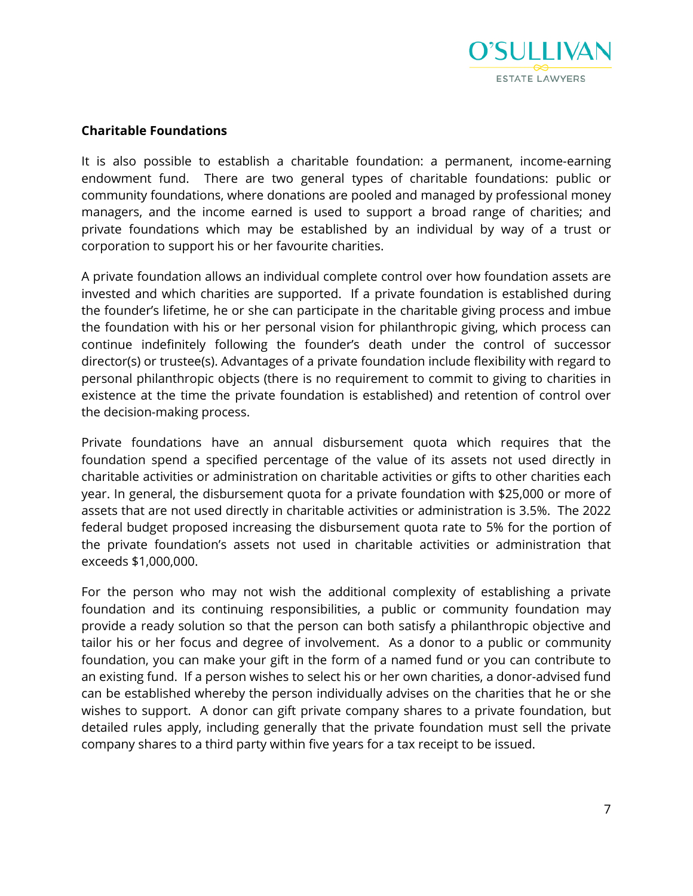**Charitable Foundations**

It is also possible to establish a charitable foundation: a permanent, income-earning endowment fund. There are two general types of charitable foundations: public or community foundations, where donations are pooled and managed by professional money managers, and the income earned is used to support a broad range of charities; and private foundations which may be established by an individual by way of a trust or corporation to support his or her favourite charities.

A private foundation allows an individual complete control over how foundation assets are invested and which charities are supported. If a private foundation is established during the founder's lifetime, he or she can participate in the charitable giving process and imbue the foundation with his or her personal vision for philanthropic giving, which process can continue indefinitely following the founder's death under the control of successor director(s) or trustee(s). Advantages of a private foundation include flexibility with regard to personal philanthropic objects (there is no requirement to commit to giving to charities in existence at the time the private foundation is established) and retention of control over the decision-making process.

Private foundations have an annual disbursement quota which requires that the foundation spend a specified percentage of the value of its assets not used directly in charitable activities or administration on charitable activities or gifts to other charities each year. In general, the disbursement quota for a private foundation with $25,000 or more of assets that are not used directly in charitable activities or administration is 3.5%. The 2022 federal budget proposed increasing the disbursement quota rate to 5% for the portion of the private foundation's assets not used in charitable activities or administration that exceeds $1,000,000.

For the person who may not wish the additional complexity of establishing a private foundation and its continuing responsibilities, a public or community foundation may provide a ready solution so that the person can both satisfy a philanthropic objective and tailor his or her focus and degree of involvement. As a donor to a public or community foundation, you can make your gift in the form of a named fund or you can contribute to an existing fund. If a person wishes to select his or her own charities, a donor-advised fund can be established whereby the person individually advises on the charities that he or she wishes to support. A donor can gift private company shares to a private foundation, but detailed rules apply, including generally that the private foundation must sell the private company shares to a third party within five years for a tax receipt to be issued.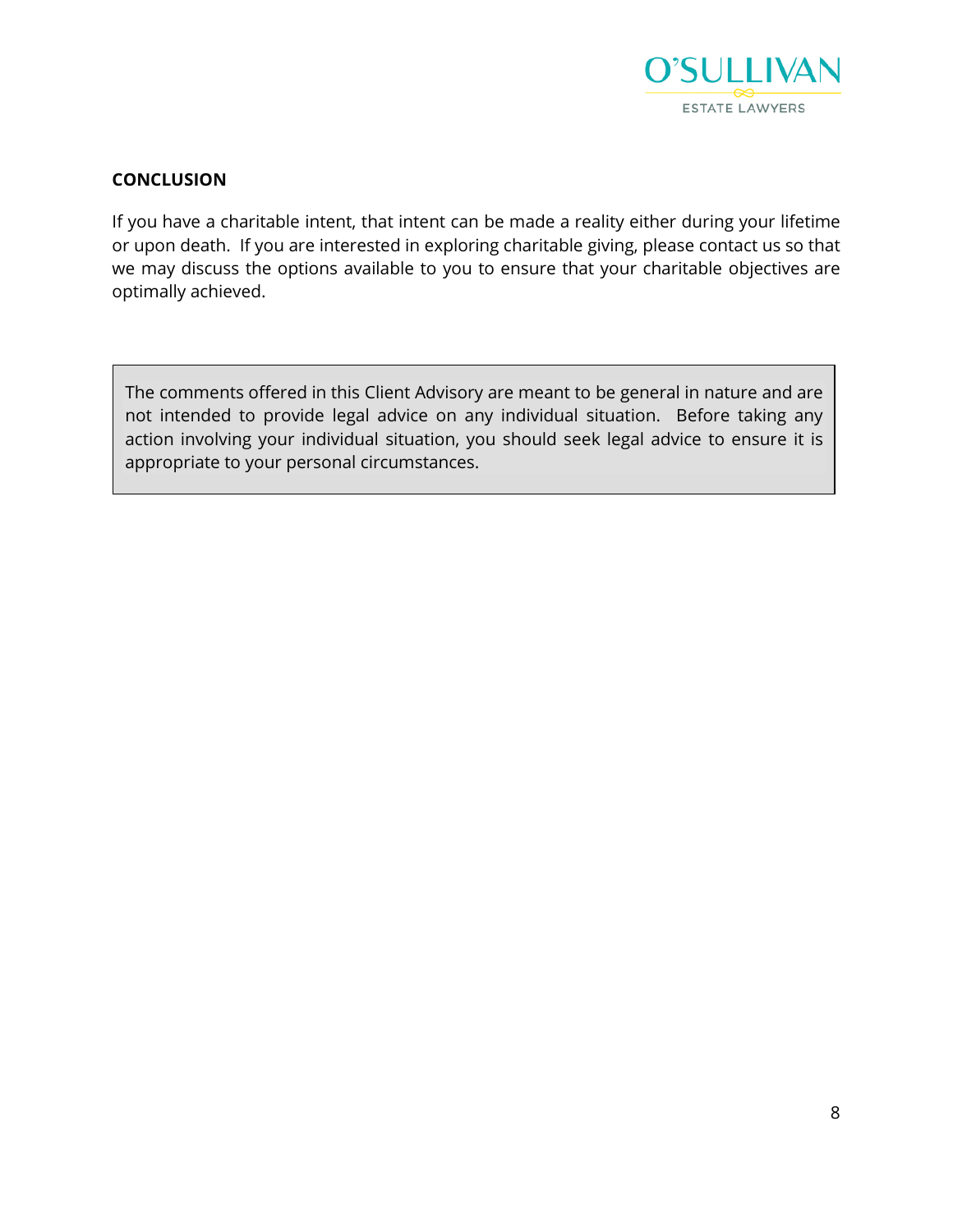## CONCLUSION

If you have a charitable intent, that intent can be made a reality either during your lifetime or upon death. If you are interested in exploring charitable giving, please contact us so that we may discuss the options available to you to ensure that your charitable objectives are optimally achieved.

> The comments offered in this Client Advisory are meant to be general in nature and are not intended to provide legal advice on any individual situation. Before taking any action involving your individual situation, you should seek legal advice to ensure it is appropriate to your personal circumstances.